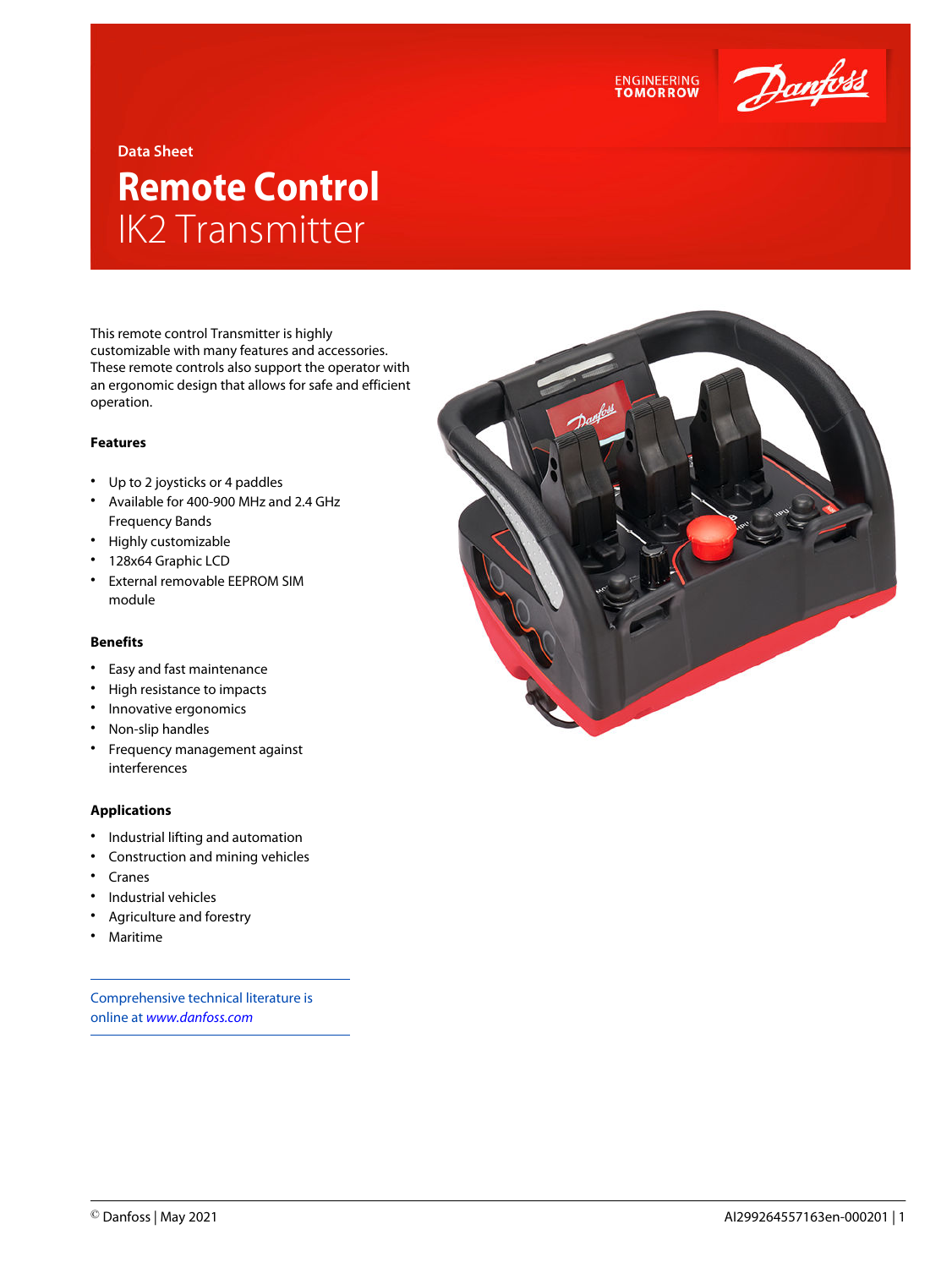Data Sheet

# Remote Control
## IK2 Transmitter

This remote control Transmitter is highly customizable with many features and accessories. These remote controls also support the operator with an ergonomic design that allows for safe and efficient operation.

### Features

- Up to 2 joysticks or 4 paddles
- Available for 400-900 MHz and 2.4 GHz Frequency Bands
- Highly customizable
- 128x64 Graphic LCD
- External removable EEPROM SIM module

### Benefits

- Easy and fast maintenance
- High resistance to impacts
- Innovative ergonomics
- Non-slip handles
- Frequency management against interferences

### Applications

- Industrial lifting and automation
- Construction and mining vehicles
- Cranes
- Industrial vehicles
- Agriculture and forestry
- Maritime

Comprehensive technical literature is online at *www.danfoss.com*

© Danfoss | May 2021 AI299264557163en-000201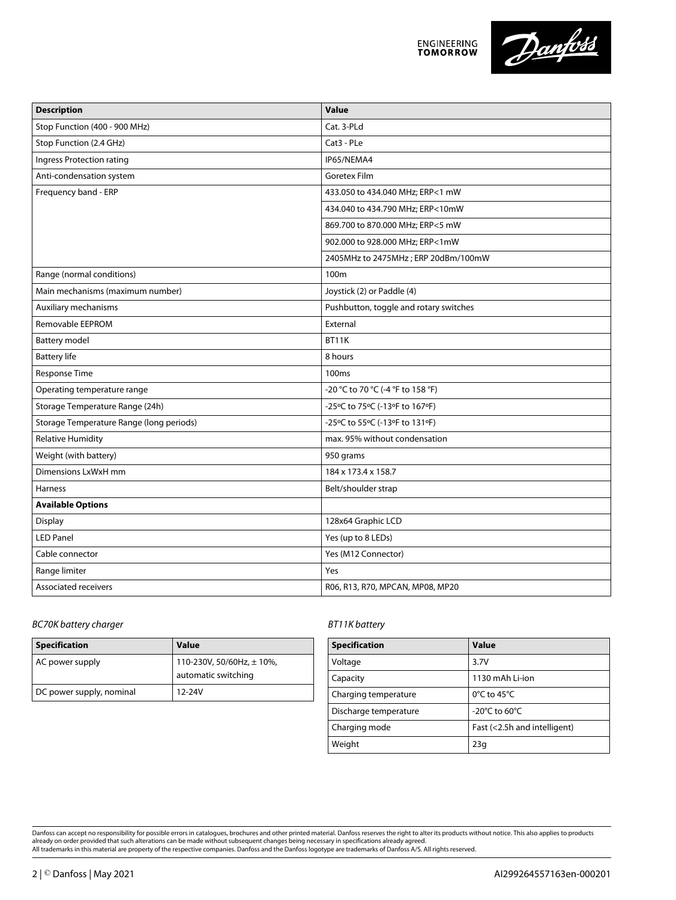| Description | Value |
| --- | --- |
| Stop Function (400 - 900 MHz) | Cat. 3-PLd |
| Stop Function (2.4 GHz) | Cat3 - PLe |
| Ingress Protection rating | IP65/NEMA4 |
| Anti-condensation system | Goretex Film |
| Frequency band - ERP | 433.050 to 434.040 MHz; ERP<1 mW |
| | 434.040 to 434.790 MHz; ERP<10mW |
| | 869.700 to 870.000 MHz; ERP<5 mW |
| | 902.000 to 928.000 MHz; ERP<1mW |
| | 2405MHz to 2475MHz ; ERP 20dBm/100mW |
| Range (normal conditions) | 100m |
| Main mechanisms (maximum number) | Joystick (2) or Paddle (4) |
| Auxiliary mechanisms | Pushbutton, toggle and rotary switches |
| Removable EEPROM | External |
| Battery model | BT11K |
| Battery life | 8 hours |
| Response Time | 100ms |
| Operating temperature range | -20 °C to 70 °C (-4 °F to 158 °F) |
| Storage Temperature Range (24h) | -25ºC to 75ºC (-13ºF to 167ºF) |
| Storage Temperature Range (long periods) | -25ºC to 55ºC (-13ºF to 131ºF) |
| Relative Humidity | max. 95% without condensation |
| Weight (with battery) | 950 grams |
| Dimensions LxWxH mm | 184 x 173.4 x 158.7 |
| Harness | Belt/shoulder strap |
| **Available Options** | |
| Display | 128x64 Graphic LCD |
| LED Panel | Yes (up to 8 LEDs) |
| Cable connector | Yes (M12 Connector) |
| Range limiter | Yes |
| Associated receivers | R06, R13, R70, MPCAN, MP08, MP20 |

*BC70K battery charger*

| Specification | Value |
| --- | --- |
| AC power supply | 110-230V, 50/60Hz, ± 10%, automatic switching |
| DC power supply, nominal | 12-24V |

*BT11K battery*

| Specification | Value |
| --- | --- |
| Voltage | 3.7V |
| Capacity | 1130 mAh Li-ion |
| Charging temperature | 0°C to 45°C |
| Discharge temperature | -20°C to 60°C |
| Charging mode | Fast (<2.5h and intelligent) |
| Weight | 23g |

Danfoss can accept no responsibility for possible errors in catalogues, brochures and other printed material. Danfoss reserves the right to alter its products without notice. This also applies to products already on order provided that such alterations can be made without subsequent changes being necessary in specifications already agreed.
All trademarks in this material are property of the respective companies. Danfoss and the Danfoss logotype are trademarks of Danfoss A/S. All rights reserved.

© Danfoss | May 2021

AI299264557163en-000201